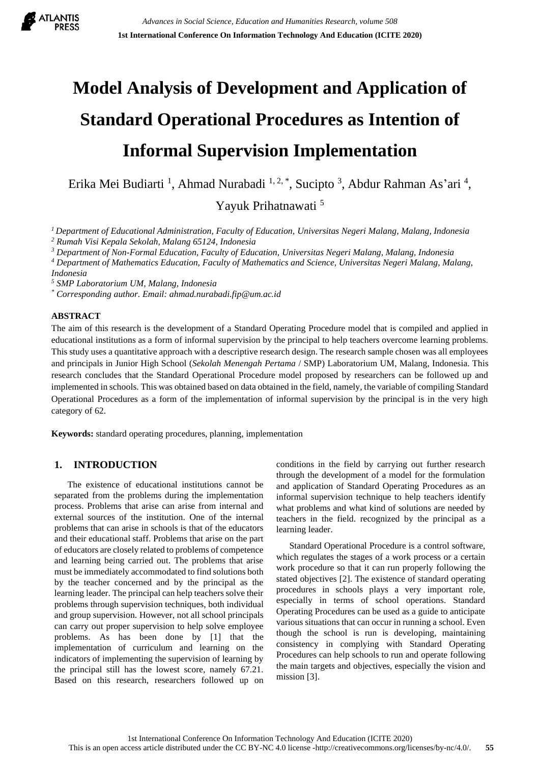# Model Analysis of Development and Application of Standard Operational Procedures as Intention of Informal Supervision Implementation

Erika Mei Budiarti [1], Ahmad Nurabadi [1, 2, *], Sucipto [3], Abdur Rahman As'ari [4], Yayuk Prihatnawati [5]

[1] *Department of Educational Administration, Faculty of Education, Universitas Negeri Malang, Malang, Indonesia*
[2] *Rumah Visi Kepala Sekolah, Malang 65124, Indonesia*
[3] *Department of Non-Formal Education, Faculty of Education, Universitas Negeri Malang, Malang, Indonesia*
[4] *Department of Mathematics Education, Faculty of Mathematics and Science, Universitas Negeri Malang, Malang, Indonesia*
[5] *SMP Laboratorium UM, Malang, Indonesia*
[*] *Corresponding author. Email: ahmad.nurabadi.fip@um.ac.id*

## ABSTRACT

The aim of this research is the development of a Standard Operating Procedure model that is compiled and applied in educational institutions as a form of informal supervision by the principal to help teachers overcome learning problems. This study uses a quantitative approach with a descriptive research design. The research sample chosen was all employees and principals in Junior High School (*Sekolah Menengah Pertama* / SMP) Laboratorium UM, Malang, Indonesia. This research concludes that the Standard Operational Procedure model proposed by researchers can be followed up and implemented in schools. This was obtained based on data obtained in the field, namely, the variable of compiling Standard Operational Procedures as a form of the implementation of informal supervision by the principal is in the very high category of 62.

**Keywords:** standard operating procedures, planning, implementation

## 1. INTRODUCTION

The existence of educational institutions cannot be separated from the problems during the implementation process. Problems that arise can arise from internal and external sources of the institution. One of the internal problems that can arise in schools is that of the educators and their educational staff. Problems that arise on the part of educators are closely related to problems of competence and learning being carried out. The problems that arise must be immediately accommodated to find solutions both by the teacher concerned and by the principal as the learning leader. The principal can help teachers solve their problems through supervision techniques, both individual and group supervision. However, not all school principals can carry out proper supervision to help solve employee problems. As has been done by [1] that the implementation of curriculum and learning on the indicators of implementing the supervision of learning by the principal still has the lowest score, namely 67.21. Based on this research, researchers followed up on conditions in the field by carrying out further research through the development of a model for the formulation and application of Standard Operating Procedures as an informal supervision technique to help teachers identify what problems and what kind of solutions are needed by teachers in the field. recognized by the principal as a learning leader.

Standard Operational Procedure is a control software, which regulates the stages of a work process or a certain work procedure so that it can run properly following the stated objectives [2]. The existence of standard operating procedures in schools plays a very important role, especially in terms of school operations. Standard Operating Procedures can be used as a guide to anticipate various situations that can occur in running a school. Even though the school is run is developing, maintaining consistency in complying with Standard Operating Procedures can help schools to run and operate following the main targets and objectives, especially the vision and mission [3].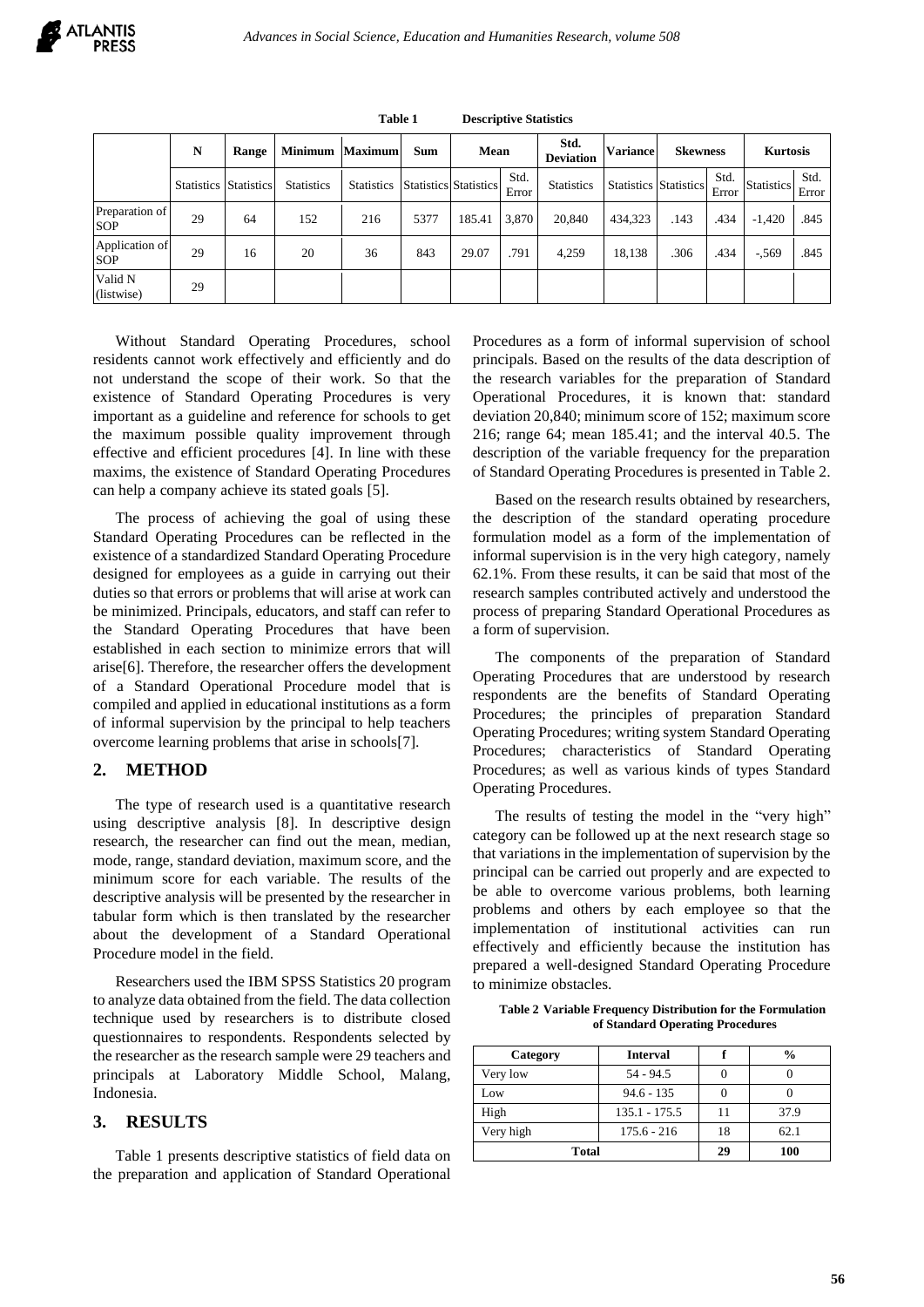Table 1 Descriptive Statistics

| | N | Range | Minimum | Maximum | Sum | Mean | | Std. Deviation | Variance | Skewness | | Kurtosis | |
|---|---|---|---|---|---|---|---|---|---|---|---|---|---|
| | Statistics | Statistics | Statistics | Statistics | Statistics | Statistics | Std. Error | Statistics | Statistics | Statistics | Std. Error | Statistics | Std. Error |
| Preparation of SOP | 29 | 64 | 152 | 216 | 5377 | 185.41 | 3,870 | 20,840 | 434,323 | .143 | .434 | -1,420 | .845 |
| Application of SOP | 29 | 16 | 20 | 36 | 843 | 29.07 | .791 | 4,259 | 18,138 | .306 | .434 | -,569 | .845 |
| Valid N (listwise) | 29 | | | | | | | | | | | | |

Without Standard Operating Procedures, school residents cannot work effectively and efficiently and do not understand the scope of their work. So that the existence of Standard Operating Procedures is very important as a guideline and reference for schools to get the maximum possible quality improvement through effective and efficient procedures [4]. In line with these maxims, the existence of Standard Operating Procedures can help a company achieve its stated goals [5].

The process of achieving the goal of using these Standard Operating Procedures can be reflected in the existence of a standardized Standard Operating Procedure designed for employees as a guide in carrying out their duties so that errors or problems that will arise at work can be minimized. Principals, educators, and staff can refer to the Standard Operating Procedures that have been established in each section to minimize errors that will arise[6]. Therefore, the researcher offers the development of a Standard Operational Procedure model that is compiled and applied in educational institutions as a form of informal supervision by the principal to help teachers overcome learning problems that arise in schools[7].

## 2. METHOD

The type of research used is a quantitative research using descriptive analysis [8]. In descriptive design research, the researcher can find out the mean, median, mode, range, standard deviation, maximum score, and the minimum score for each variable. The results of the descriptive analysis will be presented by the researcher in tabular form which is then translated by the researcher about the development of a Standard Operational Procedure model in the field.

Researchers used the IBM SPSS Statistics 20 program to analyze data obtained from the field. The data collection technique used by researchers is to distribute closed questionnaires to respondents. Respondents selected by the researcher as the research sample were 29 teachers and principals at Laboratory Middle School, Malang, Indonesia.

## 3. RESULTS

Table 1 presents descriptive statistics of field data on the preparation and application of Standard Operational Procedures as a form of informal supervision of school principals. Based on the results of the data description of the research variables for the preparation of Standard Operational Procedures, it is known that: standard deviation 20,840; minimum score of 152; maximum score 216; range 64; mean 185.41; and the interval 40.5. The description of the variable frequency for the preparation of Standard Operating Procedures is presented in Table 2.

Based on the research results obtained by researchers, the description of the standard operating procedure formulation model as a form of the implementation of informal supervision is in the very high category, namely 62.1%. From these results, it can be said that most of the research samples contributed actively and understood the process of preparing Standard Operational Procedures as a form of supervision.

The components of the preparation of Standard Operating Procedures that are understood by research respondents are the benefits of Standard Operating Procedures; the principles of preparation Standard Operating Procedures; writing system Standard Operating Procedures; characteristics of Standard Operating Procedures; as well as various kinds of types Standard Operating Procedures.

The results of testing the model in the "very high" category can be followed up at the next research stage so that variations in the implementation of supervision by the principal can be carried out properly and are expected to be able to overcome various problems, both learning problems and others by each employee so that the implementation of institutional activities can run effectively and efficiently because the institution has prepared a well-designed Standard Operating Procedure to minimize obstacles.

**Table 2 Variable Frequency Distribution for the Formulation of Standard Operating Procedures**

| Category | Interval | f | % |
|---|---|---|---|
| Very low | 54 - 94.5 | 0 | 0 |
| Low | 94.6 - 135 | 0 | 0 |
| High | 135.1 - 175.5 | 11 | 37.9 |
| Very high | 175.6 - 216 | 18 | 62.1 |
| **Total** | | **29** | **100** |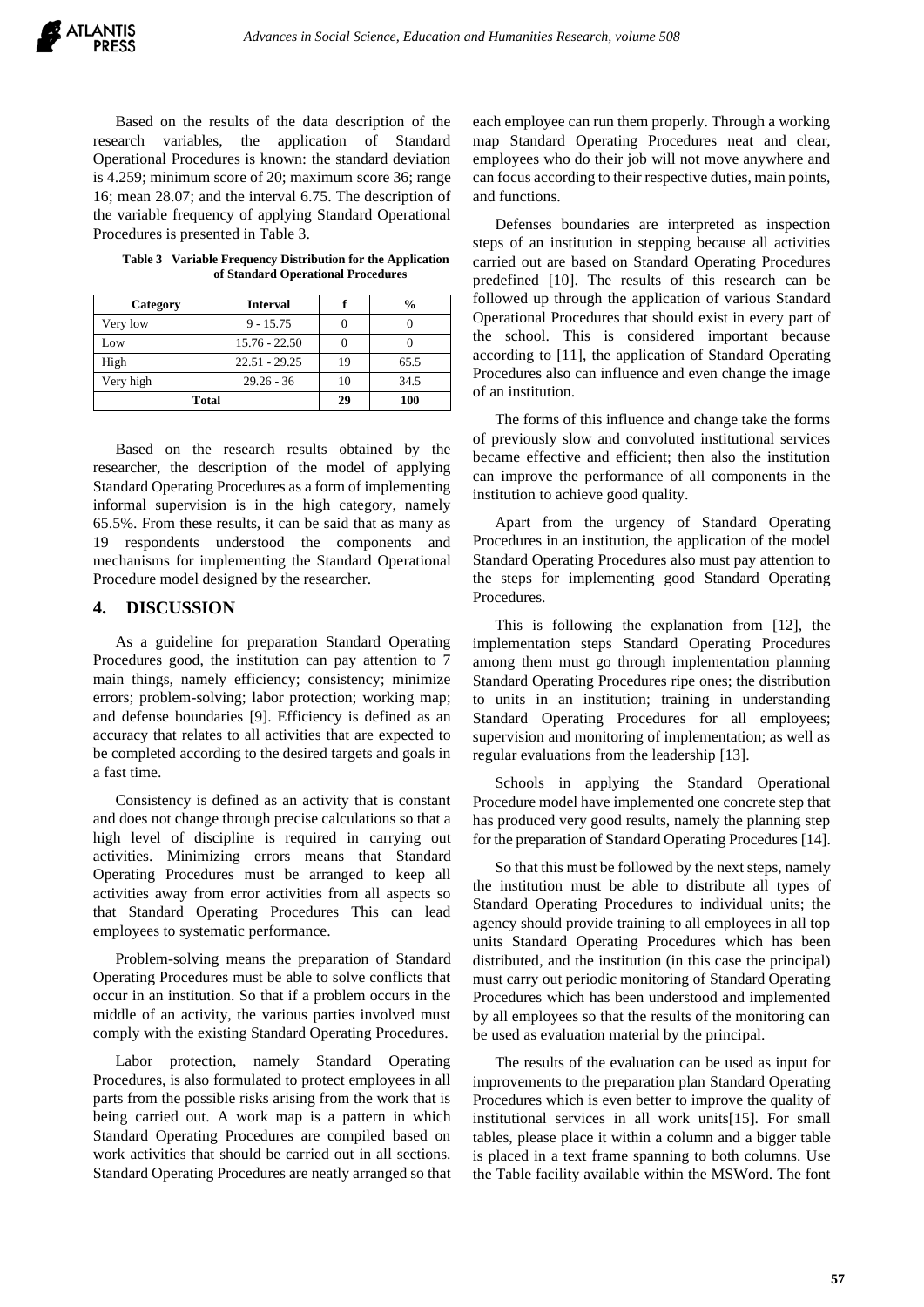Based on the results of the data description of the research variables, the application of Standard Operational Procedures is known: the standard deviation is 4.259; minimum score of 20; maximum score 36; range 16; mean 28.07; and the interval 6.75. The description of the variable frequency of applying Standard Operational Procedures is presented in Table 3.

**Table 3 Variable Frequency Distribution for the Application of Standard Operational Procedures**

| Category | Interval | f | % |
|---|---|---|---|
| Very low | 9 - 15.75 | 0 | 0 |
| Low | 15.76 - 22.50 | 0 | 0 |
| High | 22.51 - 29.25 | 19 | 65.5 |
| Very high | 29.26 - 36 | 10 | 34.5 |
| **Total** | | **29** | **100** |

Based on the research results obtained by the researcher, the description of the model of applying Standard Operating Procedures as a form of implementing informal supervision is in the high category, namely 65.5%. From these results, it can be said that as many as 19 respondents understood the components and mechanisms for implementing the Standard Operational Procedure model designed by the researcher.

## 4. DISCUSSION

As a guideline for preparation Standard Operating Procedures good, the institution can pay attention to 7 main things, namely efficiency; consistency; minimize errors; problem-solving; labor protection; working map; and defense boundaries [9]. Efficiency is defined as an accuracy that relates to all activities that are expected to be completed according to the desired targets and goals in a fast time.

Consistency is defined as an activity that is constant and does not change through precise calculations so that a high level of discipline is required in carrying out activities. Minimizing errors means that Standard Operating Procedures must be arranged to keep all activities away from error activities from all aspects so that Standard Operating Procedures This can lead employees to systematic performance.

Problem-solving means the preparation of Standard Operating Procedures must be able to solve conflicts that occur in an institution. So that if a problem occurs in the middle of an activity, the various parties involved must comply with the existing Standard Operating Procedures.

Labor protection, namely Standard Operating Procedures, is also formulated to protect employees in all parts from the possible risks arising from the work that is being carried out. A work map is a pattern in which Standard Operating Procedures are compiled based on work activities that should be carried out in all sections. Standard Operating Procedures are neatly arranged so that each employee can run them properly. Through a working map Standard Operating Procedures neat and clear, employees who do their job will not move anywhere and can focus according to their respective duties, main points, and functions.

Defenses boundaries are interpreted as inspection steps of an institution in stepping because all activities carried out are based on Standard Operating Procedures predefined [10]. The results of this research can be followed up through the application of various Standard Operational Procedures that should exist in every part of the school. This is considered important because according to [11], the application of Standard Operating Procedures also can influence and even change the image of an institution.

The forms of this influence and change take the forms of previously slow and convoluted institutional services became effective and efficient; then also the institution can improve the performance of all components in the institution to achieve good quality.

Apart from the urgency of Standard Operating Procedures in an institution, the application of the model Standard Operating Procedures also must pay attention to the steps for implementing good Standard Operating Procedures.

This is following the explanation from [12], the implementation steps Standard Operating Procedures among them must go through implementation planning Standard Operating Procedures ripe ones; the distribution to units in an institution; training in understanding Standard Operating Procedures for all employees; supervision and monitoring of implementation; as well as regular evaluations from the leadership [13].

Schools in applying the Standard Operational Procedure model have implemented one concrete step that has produced very good results, namely the planning step for the preparation of Standard Operating Procedures [14].

So that this must be followed by the next steps, namely the institution must be able to distribute all types of Standard Operating Procedures to individual units; the agency should provide training to all employees in all top units Standard Operating Procedures which has been distributed, and the institution (in this case the principal) must carry out periodic monitoring of Standard Operating Procedures which has been understood and implemented by all employees so that the results of the monitoring can be used as evaluation material by the principal.

The results of the evaluation can be used as input for improvements to the preparation plan Standard Operating Procedures which is even better to improve the quality of institutional services in all work units[15]. For small tables, please place it within a column and a bigger table is placed in a text frame spanning to both columns. Use the Table facility available within the MSWord. The font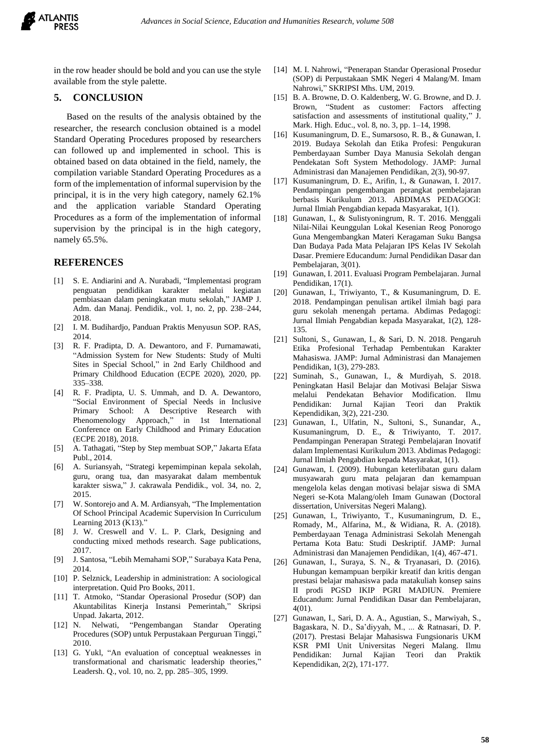in the row header should be bold and you can use the style available from the style palette.

## 5. CONCLUSION

Based on the results of the analysis obtained by the researcher, the research conclusion obtained is a model Standard Operating Procedures proposed by researchers can followed up and implemented in school. This is obtained based on data obtained in the field, namely, the compilation variable Standard Operating Procedures as a form of the implementation of informal supervision by the principal, it is in the very high category, namely 62.1% and the application variable Standard Operating Procedures as a form of the implementation of informal supervision by the principal is in the high category, namely 65.5%.

## REFERENCES

[1] S. E. Andiarini and A. Nurabadi, "Implementasi program penguatan pendidikan karakter melalui kegiatan pembiasaan dalam peningkatan mutu sekolah," JAMP J. Adm. dan Manaj. Pendidik., vol. 1, no. 2, pp. 238–244, 2018.

[2] I. M. Budihardjo, Panduan Praktis Menyusun SOP. RAS, 2014.

[3] R. F. Pradipta, D. A. Dewantoro, and F. Purnamawati, "Admission System for New Students: Study of Multi Sites in Special School," in 2nd Early Childhood and Primary Childhood Education (ECPE 2020), 2020, pp. 335–338.

[4] R. F. Pradipta, U. S. Ummah, and D. A. Dewantoro, "Social Environment of Special Needs in Inclusive Primary School: A Descriptive Research with Phenomenology Approach," in 1st International Conference on Early Childhood and Primary Education (ECPE 2018), 2018.

[5] A. Tathagati, "Step by Step membuat SOP," Jakarta Efata Publ., 2014.

[6] A. Suriansyah, "Strategi kepemimpinan kepala sekolah, guru, orang tua, dan masyarakat dalam membentuk karakter siswa," J. cakrawala Pendidik., vol. 34, no. 2, 2015.

[7] W. Sontorejo and A. M. Ardiansyah, "The Implementation Of School Principal Academic Supervision In Curriculum Learning 2013 (K13)."

[8] J. W. Creswell and V. L. P. Clark, Designing and conducting mixed methods research. Sage publications, 2017.

[9] J. Santosa, "Lebih Memahami SOP," Surabaya Kata Pena, 2014.

[10] P. Selznick, Leadership in administration: A sociological interpretation. Quid Pro Books, 2011.

[11] T. Atmoko, "Standar Operasional Prosedur (SOP) dan Akuntabilitas Kinerja Instansi Pemerintah," Skripsi Unpad. Jakarta, 2012.

[12] N. Nelwati, "Pengembangan Standar Operating Procedures (SOP) untuk Perpustakaan Perguruan Tinggi," 2010.

[13] G. Yukl, "An evaluation of conceptual weaknesses in transformational and charismatic leadership theories," Leadersh. Q., vol. 10, no. 2, pp. 285–305, 1999.

[14] M. I. Nahrowi, "Penerapan Standar Operasional Prosedur (SOP) di Perpustakaan SMK Negeri 4 Malang/M. Imam Nahrowi," SKRIPSI Mhs. UM, 2019.

[15] B. A. Browne, D. O. Kaldenberg, W. G. Browne, and D. J. Brown, "Student as customer: Factors affecting satisfaction and assessments of institutional quality," J. Mark. High. Educ., vol. 8, no. 3, pp. 1–14, 1998.

[16] Kusumaningrum, D. E., Sumarsoso, R. B., & Gunawan, I. 2019. Budaya Sekolah dan Etika Profesi: Pengukuran Pemberdayaan Sumber Daya Manusia Sekolah dengan Pendekatan Soft System Methodology. JAMP: Jurnal Administrasi dan Manajemen Pendidikan, 2(3), 90-97.

[17] Kusumaningrum, D. E., Arifin, I., & Gunawan, I. 2017. Pendampingan pengembangan perangkat pembelajaran berbasis Kurikulum 2013. ABDIMAS PEDAGOGI: Jurnal Ilmiah Pengabdian kepada Masyarakat, 1(1).

[18] Gunawan, I., & Sulistyoningrum, R. T. 2016. Menggali Nilai-Nilai Keunggulan Lokal Kesenian Reog Ponorogo Guna Mengembangkan Materi Keragaman Suku Bangsa Dan Budaya Pada Mata Pelajaran IPS Kelas IV Sekolah Dasar. Premiere Educandum: Jurnal Pendidikan Dasar dan Pembelajaran, 3(01).

[19] Gunawan, I. 2011. Evaluasi Program Pembelajaran. Jurnal Pendidikan, 17(1).

[20] Gunawan, I., Triwiyanto, T., & Kusumaningrum, D. E. 2018. Pendampingan penulisan artikel ilmiah bagi para guru sekolah menengah pertama. Abdimas Pedagogi: Jurnal Ilmiah Pengabdian kepada Masyarakat, 1(2), 128-135.

[21] Sultoni, S., Gunawan, I., & Sari, D. N. 2018. Pengaruh Etika Profesional Terhadap Pembentukan Karakter Mahasiswa. JAMP: Jurnal Administrasi dan Manajemen Pendidikan, 1(3), 279-283.

[22] Suminah, S., Gunawan, I., & Murdiyah, S. 2018. Peningkatan Hasil Belajar dan Motivasi Belajar Siswa melalui Pendekatan Behavior Modification. Ilmu Pendidikan: Jurnal Kajian Teori dan Praktik Kependidikan, 3(2), 221-230.

[23] Gunawan, I., Ulfatin, N., Sultoni, S., Sunandar, A., Kusumaningrum, D. E., & Triwiyanto, T. 2017. Pendampingan Penerapan Strategi Pembelajaran Inovatif dalam Implementasi Kurikulum 2013. Abdimas Pedagogi: Jurnal Ilmiah Pengabdian kepada Masyarakat, 1(1).

[24] Gunawan, I. (2009). Hubungan keterlibatan guru dalam musyawarah guru mata pelajaran dan kemampuan mengelola kelas dengan motivasi belajar siswa di SMA Negeri se-Kota Malang/oleh Imam Gunawan (Doctoral dissertation, Universitas Negeri Malang).

[25] Gunawan, I., Triwiyanto, T., Kusumaningrum, D. E., Romady, M., Alfarina, M., & Widiana, R. A. (2018). Pemberdayaan Tenaga Administrasi Sekolah Menengah Pertama Kota Batu: Studi Deskriptif. JAMP: Jurnal Administrasi dan Manajemen Pendidikan, 1(4), 467-471.

[26] Gunawan, I., Suraya, S. N., & Tryanasari, D. (2016). Hubungan kemampuan berpikir kreatif dan kritis dengan prestasi belajar mahasiswa pada matakuliah konsep sains II prodi PGSD IKIP PGRI MADIUN. Premiere Educandum: Jurnal Pendidikan Dasar dan Pembelajaran, 4(01).

[27] Gunawan, I., Sari, D. A. A., Agustian, S., Marwiyah, S., Bagaskara, N. D., Sa'diyyah, M., ... & Ratnasari, D. P. (2017). Prestasi Belajar Mahasiswa Fungsionaris UKM KSR PMI Unit Universitas Negeri Malang. Ilmu Pendidikan: Jurnal Kajian Teori dan Praktik Kependidikan, 2(2), 171-177.